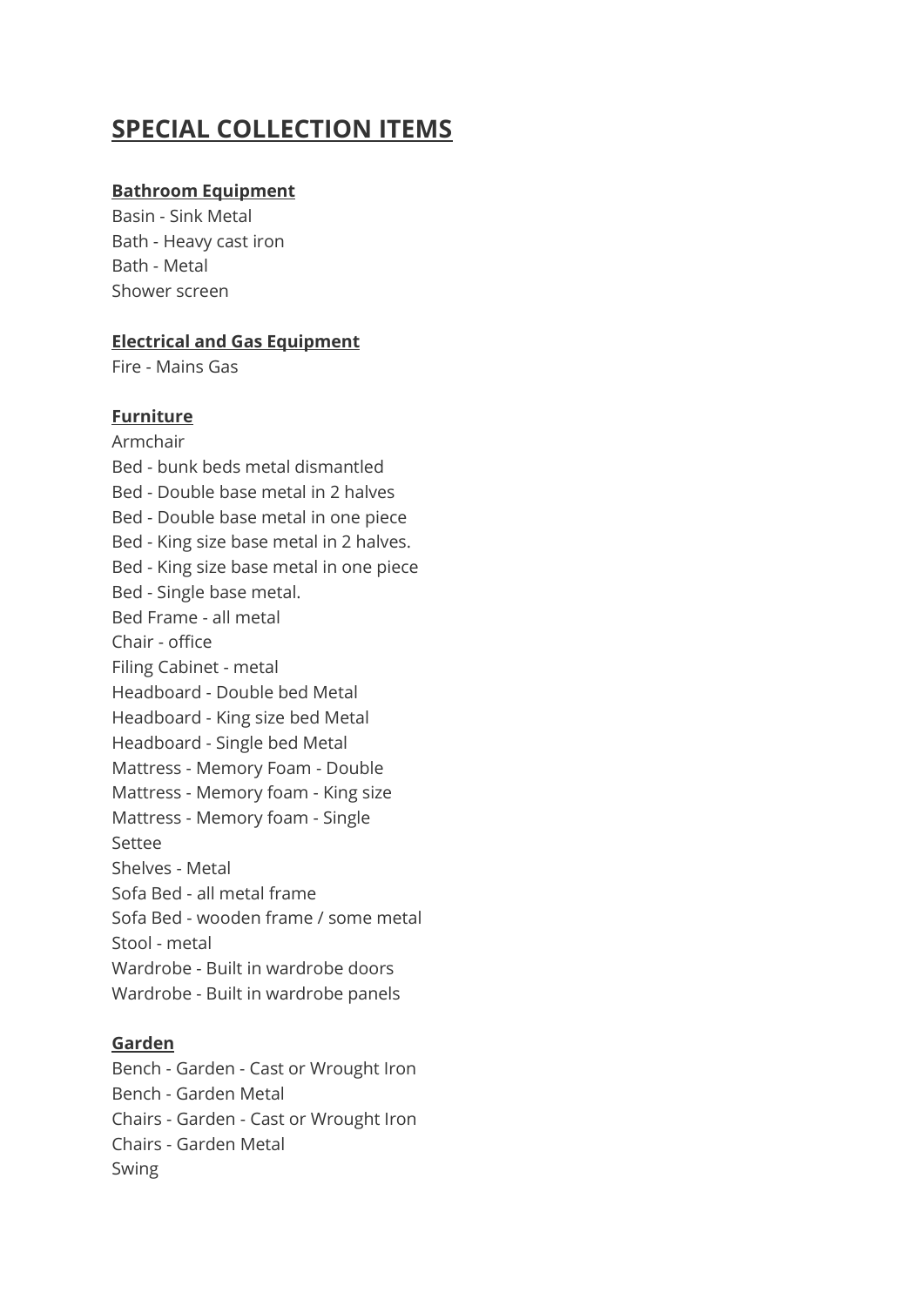# SPECIAL COLLECTION ITEMS

**Bathroom Equipment**

Basin - Sink Metal
Bath - Heavy cast iron
Bath - Metal
Shower screen

**Electrical and Gas Equipment**

Fire - Mains Gas

**Furniture**

Armchair
Bed - bunk beds metal dismantled
Bed - Double base metal in 2 halves
Bed - Double base metal in one piece
Bed - King size base metal in 2 halves.
Bed - King size base metal in one piece
Bed - Single base metal.
Bed Frame - all metal
Chair - office
Filing Cabinet - metal
Headboard - Double bed Metal
Headboard - King size bed Metal
Headboard - Single bed Metal
Mattress - Memory Foam - Double
Mattress - Memory foam - King size
Mattress - Memory foam - Single
Settee
Shelves - Metal
Sofa Bed - all metal frame
Sofa Bed - wooden frame / some metal
Stool - metal
Wardrobe - Built in wardrobe doors
Wardrobe - Built in wardrobe panels

**Garden**

Bench - Garden - Cast or Wrought Iron
Bench - Garden Metal
Chairs - Garden - Cast or Wrought Iron
Chairs - Garden Metal
Swing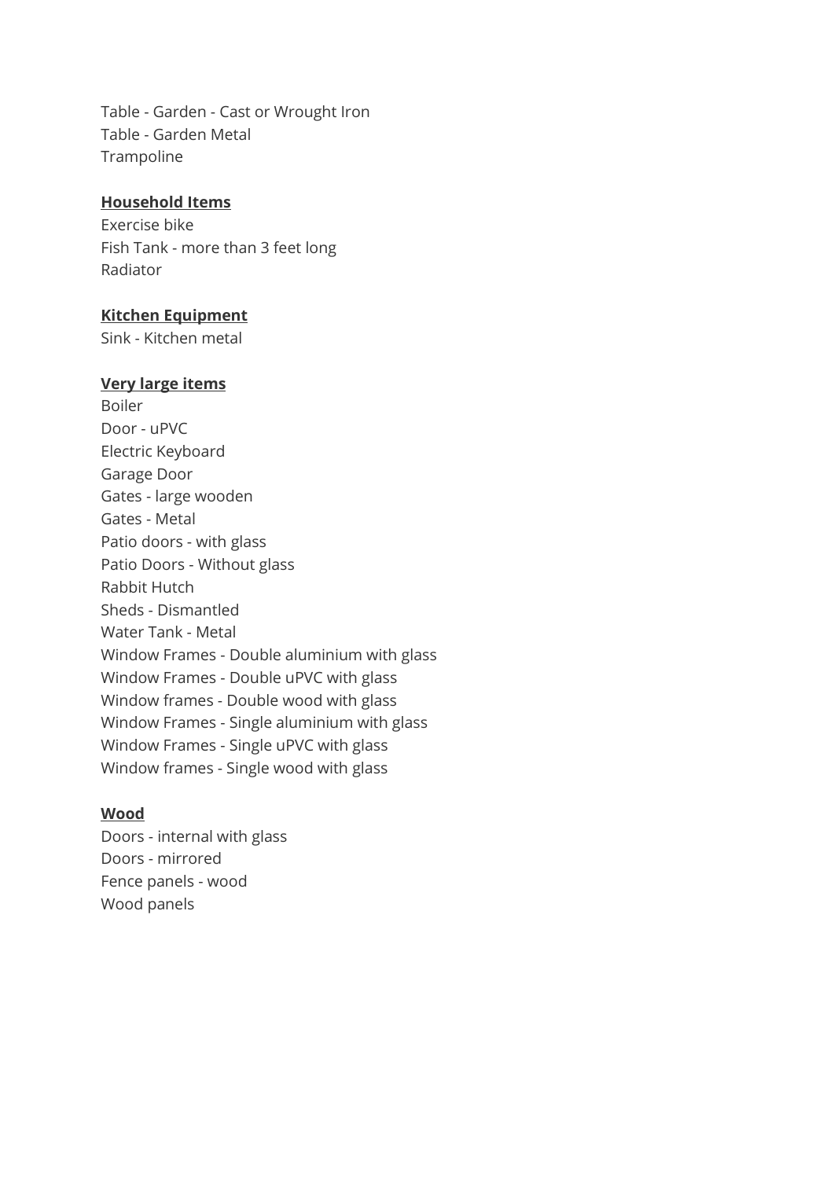Table - Garden - Cast or Wrought Iron
Table - Garden Metal
Trampoline

**Household Items**

Exercise bike
Fish Tank - more than 3 feet long
Radiator

**Kitchen Equipment**

Sink - Kitchen metal

**Very large items**

Boiler
Door - uPVC
Electric Keyboard
Garage Door
Gates - large wooden
Gates - Metal
Patio doors - with glass
Patio Doors - Without glass
Rabbit Hutch
Sheds - Dismantled
Water Tank - Metal
Window Frames - Double aluminium with glass
Window Frames - Double uPVC with glass
Window frames - Double wood with glass
Window Frames - Single aluminium with glass
Window Frames - Single uPVC with glass
Window frames - Single wood with glass

**Wood**

Doors - internal with glass
Doors - mirrored
Fence panels - wood
Wood panels